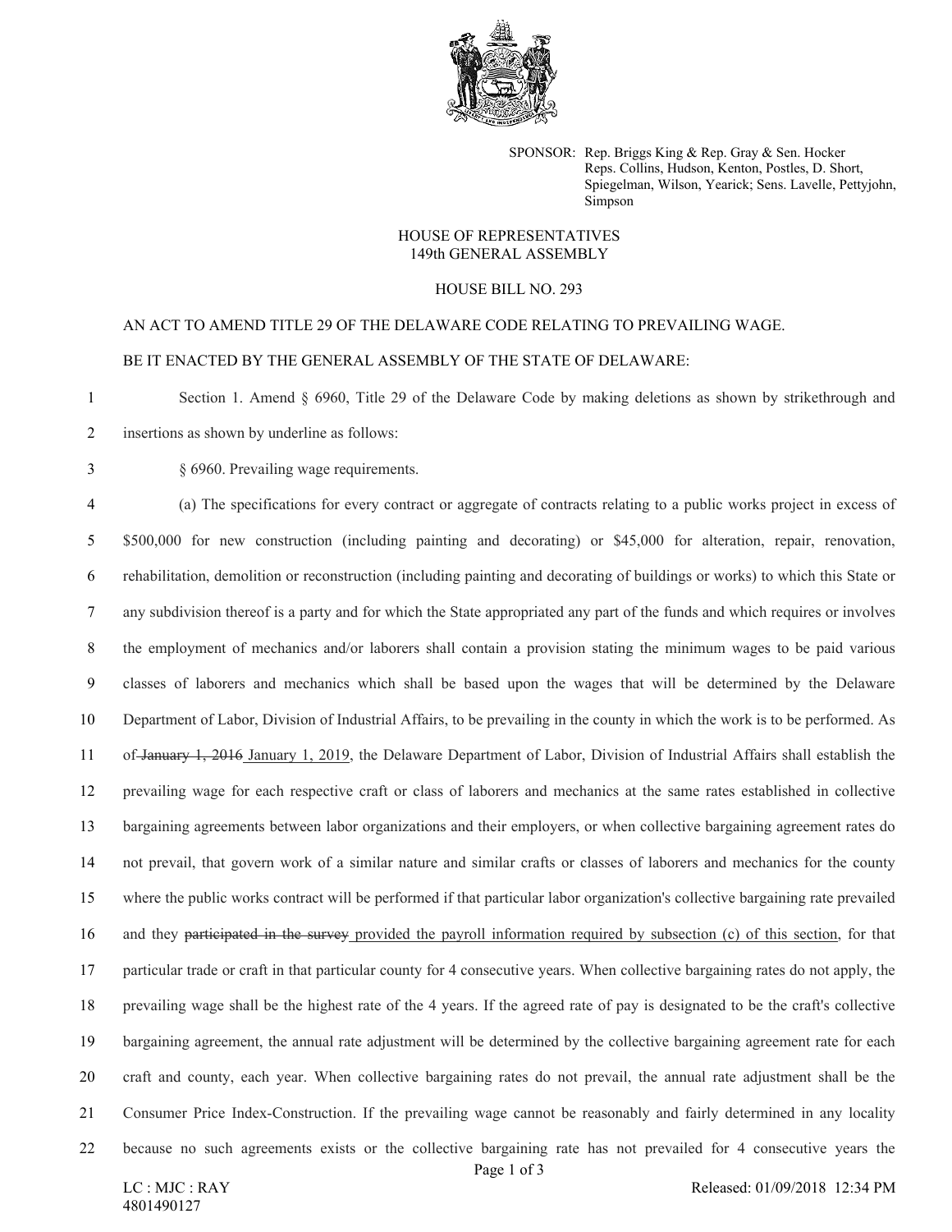SPONSOR: Rep. Briggs King & Rep. Gray & Sen. Hocker
Reps. Collins, Hudson, Kenton, Postles, D. Short, Spiegelman, Wilson, Yearick; Sens. Lavelle, Pettyjohn, Simpson

HOUSE OF REPRESENTATIVES
149th GENERAL ASSEMBLY

HOUSE BILL NO. 293

AN ACT TO AMEND TITLE 29 OF THE DELAWARE CODE RELATING TO PREVAILING WAGE.

BE IT ENACTED BY THE GENERAL ASSEMBLY OF THE STATE OF DELAWARE:

1 Section 1. Amend § 6960, Title 29 of the Delaware Code by making deletions as shown by strikethrough and
2 insertions as shown by underline as follows:

3 § 6960. Prevailing wage requirements.

4 (a) The specifications for every contract or aggregate of contracts relating to a public works project in excess of
5 $500,000 for new construction (including painting and decorating) or $45,000 for alteration, repair, renovation,
6 rehabilitation, demolition or reconstruction (including painting and decorating of buildings or works) to which this State or
7 any subdivision thereof is a party and for which the State appropriated any part of the funds and which requires or involves
8 the employment of mechanics and/or laborers shall contain a provision stating the minimum wages to be paid various
9 classes of laborers and mechanics which shall be based upon the wages that will be determined by the Delaware
10 Department of Labor, Division of Industrial Affairs, to be prevailing in the county in which the work is to be performed. As
11 of ~~January 1, 2016~~ <u>January 1, 2019</u>, the Delaware Department of Labor, Division of Industrial Affairs shall establish the
12 prevailing wage for each respective craft or class of laborers and mechanics at the same rates established in collective
13 bargaining agreements between labor organizations and their employers, or when collective bargaining agreement rates do
14 not prevail, that govern work of a similar nature and similar crafts or classes of laborers and mechanics for the county
15 where the public works contract will be performed if that particular labor organization's collective bargaining rate prevailed
16 and they ~~participated in the survey~~ <u>provided the payroll information required by subsection (c) of this section</u>, for that
17 particular trade or craft in that particular county for 4 consecutive years. When collective bargaining rates do not apply, the
18 prevailing wage shall be the highest rate of the 4 years. If the agreed rate of pay is designated to be the craft's collective
19 bargaining agreement, the annual rate adjustment will be determined by the collective bargaining agreement rate for each
20 craft and county, each year. When collective bargaining rates do not prevail, the annual rate adjustment shall be the
21 Consumer Price Index-Construction. If the prevailing wage cannot be reasonably and fairly determined in any locality
22 because no such agreements exists or the collective bargaining rate has not prevailed for 4 consecutive years the

LC : MJC : RAY
4801490127

Released: 01/09/2018 12:34 PM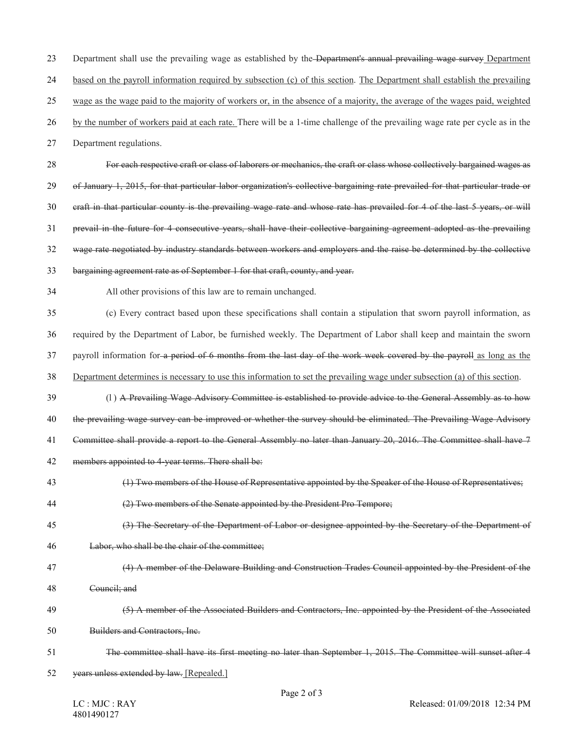Department shall use the prevailing wage as established by the ~~Department's annual prevailing wage survey~~ Department based on the payroll information required by subsection (c) of this section. The Department shall establish the prevailing wage as the wage paid to the majority of workers or, in the absence of a majority, the average of the wages paid, weighted by the number of workers paid at each rate. There will be a 1-time challenge of the prevailing wage rate per cycle as in the Department regulations.

~~For each respective craft or class of laborers or mechanics, the craft or class whose collectively bargained wages as of January 1, 2015, for that particular labor organization's collective bargaining rate prevailed for that particular trade or craft in that particular county is the prevailing wage rate and whose rate has prevailed for 4 of the last 5 years, or will prevail in the future for 4 consecutive years, shall have their collective bargaining agreement adopted as the prevailing wage rate negotiated by industry standards between workers and employers and the raise be determined by the collective bargaining agreement rate as of September 1 for that craft, county, and year.~~

All other provisions of this law are to remain unchanged.

(c) Every contract based upon these specifications shall contain a stipulation that sworn payroll information, as required by the Department of Labor, be furnished weekly. The Department of Labor shall keep and maintain the sworn payroll information for ~~a period of 6 months from the last day of the work week covered by the payroll~~ as long as the Department determines is necessary to use this information to set the prevailing wage under subsection (a) of this section.

(l) ~~A Prevailing Wage Advisory Committee is established to provide advice to the General Assembly as to how the prevailing wage survey can be improved or whether the survey should be eliminated. The Prevailing Wage Advisory Committee shall provide a report to the General Assembly no later than January 20, 2016. The Committee shall have 7 members appointed to 4-year terms. There shall be:~~

~~(1) Two members of the House of Representative appointed by the Speaker of the House of Representatives;~~

~~(2) Two members of the Senate appointed by the President Pro Tempore;~~

~~(3) The Secretary of the Department of Labor or designee appointed by the Secretary of the Department of Labor, who shall be the chair of the committee;~~

~~(4) A member of the Delaware Building and Construction Trades Council appointed by the President of the Council; and~~

~~(5) A member of the Associated Builders and Contractors, Inc. appointed by the President of the Associated Builders and Contractors, Inc.~~

~~The committee shall have its first meeting no later than September 1, 2015. The Committee will sunset after 4 years unless extended by law.~~ [Repealed.]

LC : MJC : RAY
4801490127

Released: 01/09/2018 12:34 PM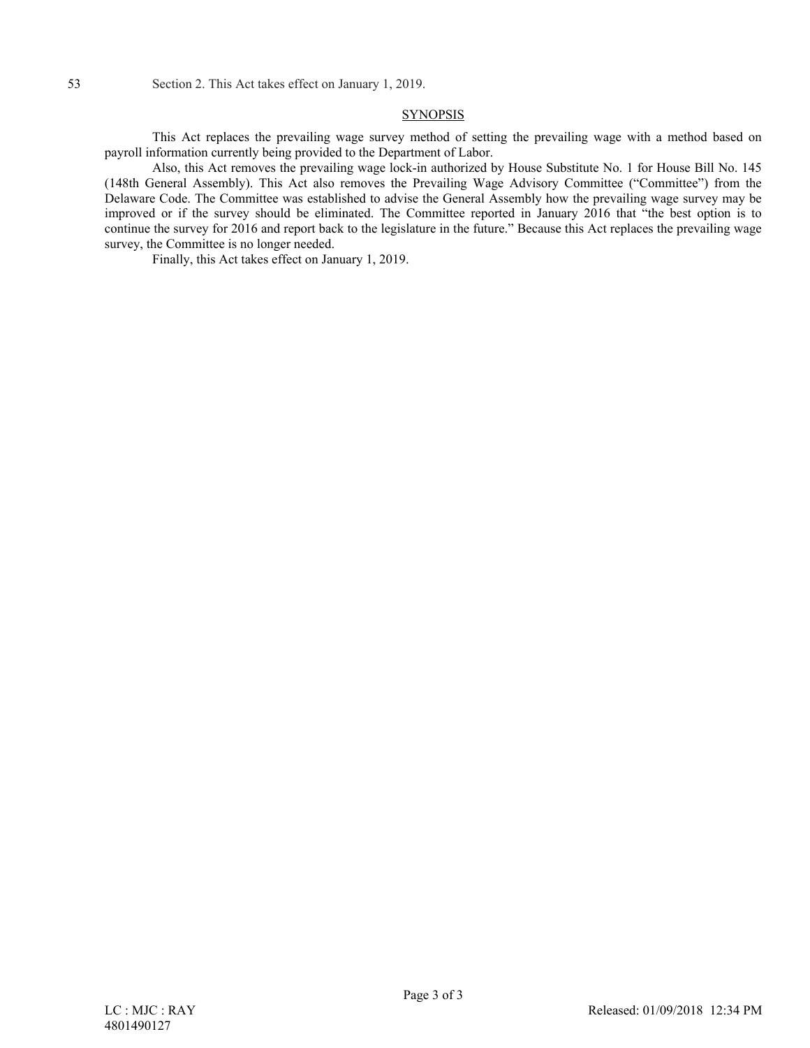53 Section 2. This Act takes effect on January 1, 2019.

## SYNOPSIS

This Act replaces the prevailing wage survey method of setting the prevailing wage with a method based on payroll information currently being provided to the Department of Labor.

Also, this Act removes the prevailing wage lock-in authorized by House Substitute No. 1 for House Bill No. 145 (148th General Assembly). This Act also removes the Prevailing Wage Advisory Committee ("Committee") from the Delaware Code. The Committee was established to advise the General Assembly how the prevailing wage survey may be improved or if the survey should be eliminated. The Committee reported in January 2016 that "the best option is to continue the survey for 2016 and report back to the legislature in the future." Because this Act replaces the prevailing wage survey, the Committee is no longer needed.

Finally, this Act takes effect on January 1, 2019.

LC : MJC : RAY
4801490127

Released: 01/09/2018 12:34 PM